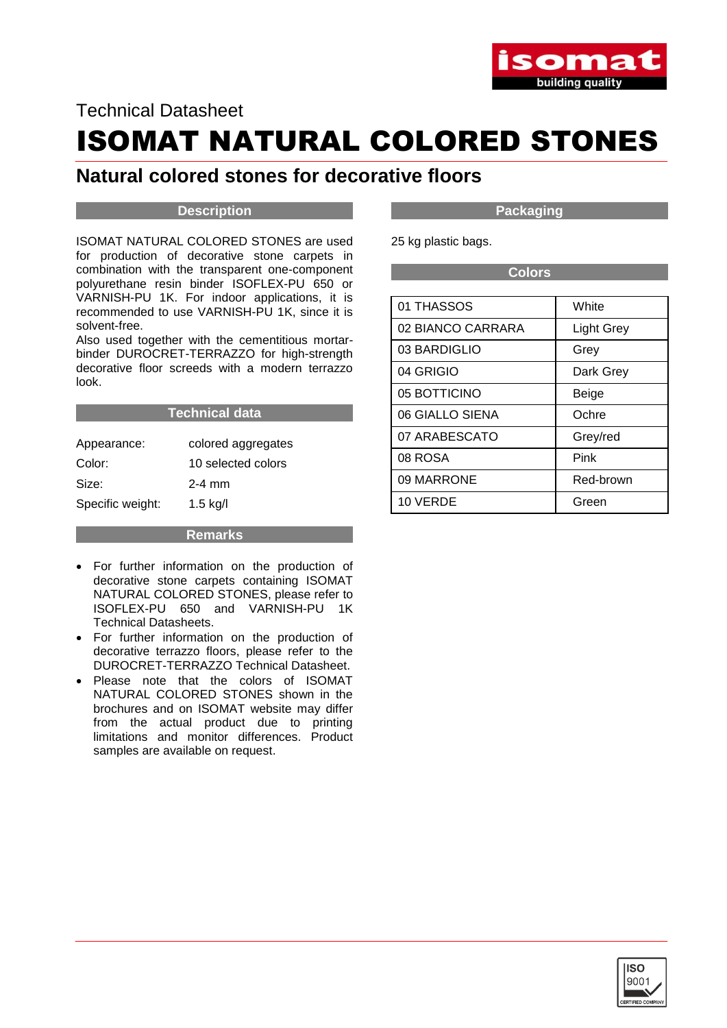Technical Datasheet

# ISOMAT NATURAL COLORED STONES

## Natural colored stones for decorative floors

### Description

ISOMAT NATURAL COLORED STONES are used for production of decorative stone carpets in combination with the transparent one-component polyurethane resin binder ISOFLEX-PU 650 or VARNISH-PU 1K. For indoor applications, it is recommended to use VARNISH-PU 1K, since it is solvent-free.
Also used together with the cementitious mortar-binder DUROCRET-TERRAZZO for high-strength decorative floor screeds with a modern terrazzo look.

### Technical data

| | |
|---|---|
| Appearance: | colored aggregates |
| Color: | 10 selected colors |
| Size: | 2-4 mm |
| Specific weight: | 1.5 kg/l |

### Remarks

- For further information on the production of decorative stone carpets containing ISOMAT NATURAL COLORED STONES, please refer to ISOFLEX-PU 650 and VARNISH-PU 1K Technical Datasheets.
- For further information on the production of decorative terrazzo floors, please refer to the DUROCRET-TERRAZZO Technical Datasheet.
- Please note that the colors of ISOMAT NATURAL COLORED STONES shown in the brochures and on ISOMAT website may differ from the actual product due to printing limitations and monitor differences. Product samples are available on request.

### Packaging

25 kg plastic bags.

### Colors

| | |
|---|---|
| 01 THASSOS | White |
| 02 BIANCO CARRARA | Light Grey |
| 03 BARDIGLIO | Grey |
| 04 GRIGIO | Dark Grey |
| 05 BOTTICINO | Beige |
| 06 GIALLO SIENA | Ochre |
| 07 ARABESCATO | Grey/red |
| 08 ROSA | Pink |
| 09 MARRONE | Red-brown |
| 10 VERDE | Green |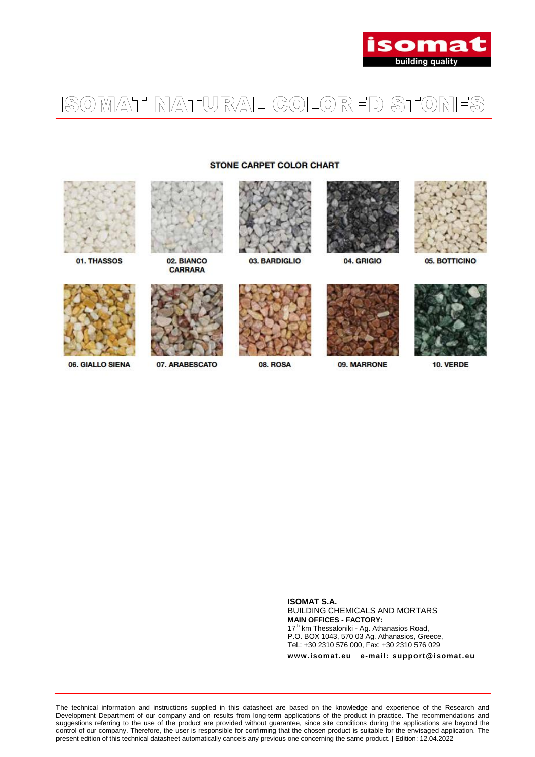# ISOMAT NATURAL COLORED STONES

## STONE CARPET COLOR CHART

01. THASSOS

02. BIANCO CARRARA

03. BARDIGLIO

04. GRIGIO

05. BOTTICINO

06. GIALLO SIENA

07. ARABESCATO

08. ROSA

09. MARRONE

10. VERDE

**ISOMAT S.A.**
BUILDING CHEMICALS AND MORTARS
**MAIN OFFICES - FACTORY:**
17th km Thessaloniki - Ag. Athanasios Road,
P.O. BOX 1043, 570 03 Ag. Athanasios, Greece,
Tel.: +30 2310 576 000, Fax: +30 2310 576 029
**www.isomat.eu e-mail: support@isomat.eu**

The technical information and instructions supplied in this datasheet are based on the knowledge and experience of the Research and Development Department of our company and on results from long-term applications of the product in practice. The recommendations and suggestions referring to the use of the product are provided without guarantee, since site conditions during the applications are beyond the control of our company. Therefore, the user is responsible for confirming that the chosen product is suitable for the envisaged application. The present edition of this technical datasheet automatically cancels any previous one concerning the same product. | Edition: 12.04.2022